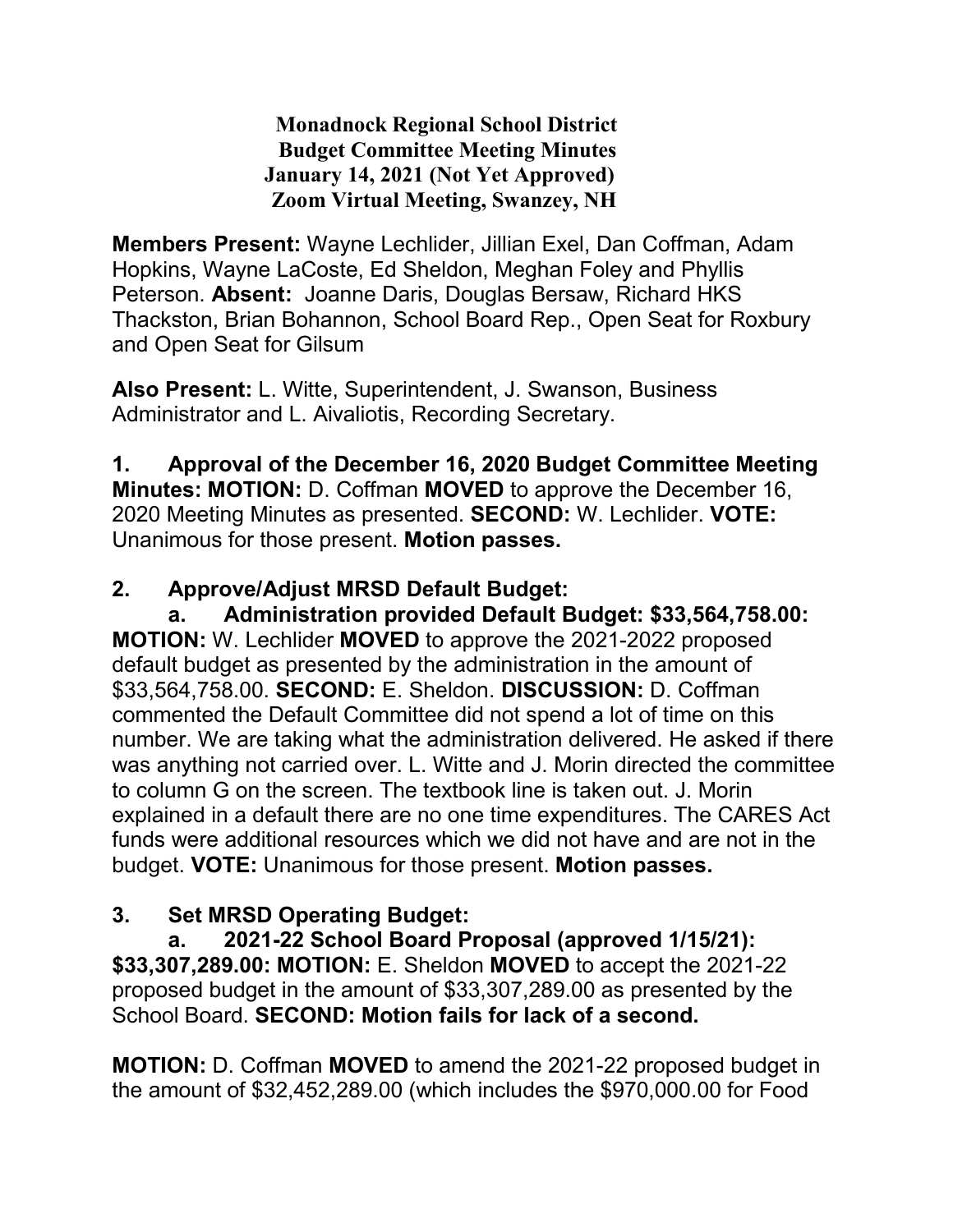# Monadnock Regional School District
## Budget Committee Meeting Minutes
### January 14, 2021 (Not Yet Approved)
### Zoom Virtual Meeting, Swanzey, NH

**Members Present:** Wayne Lechlider, Jillian Exel, Dan Coffman, Adam Hopkins, Wayne LaCoste, Ed Sheldon, Meghan Foley and Phyllis Peterson. **Absent:** Joanne Daris, Douglas Bersaw, Richard HKS Thackston, Brian Bohannon, School Board Rep., Open Seat for Roxbury and Open Seat for Gilsum

**Also Present:** L. Witte, Superintendent, J. Swanson, Business Administrator and L. Aivaliotis, Recording Secretary.

**1. Approval of the December 16, 2020 Budget Committee Meeting Minutes: MOTION:** D. Coffman **MOVED** to approve the December 16, 2020 Meeting Minutes as presented. **SECOND:** W. Lechlider. **VOTE:** Unanimous for those present. **Motion passes.**

**2. Approve/Adjust MRSD Default Budget:**

**a. Administration provided Default Budget: $33,564,758.00: MOTION:** W. Lechlider **MOVED** to approve the 2021-2022 proposed default budget as presented by the administration in the amount of $33,564,758.00. **SECOND:** E. Sheldon. **DISCUSSION:** D. Coffman commented the Default Committee did not spend a lot of time on this number. We are taking what the administration delivered. He asked if there was anything not carried over. L. Witte and J. Morin directed the committee to column G on the screen. The textbook line is taken out. J. Morin explained in a default there are no one time expenditures. The CARES Act funds were additional resources which we did not have and are not in the budget. **VOTE:** Unanimous for those present. **Motion passes.**

**3. Set MRSD Operating Budget:**

**a. 2021-22 School Board Proposal (approved 1/15/21): $33,307,289.00: MOTION:** E. Sheldon **MOVED** to accept the 2021-22 proposed budget in the amount of $33,307,289.00 as presented by the School Board. **SECOND: Motion fails for lack of a second.**

**MOTION:** D. Coffman **MOVED** to amend the 2021-22 proposed budget in the amount of $32,452,289.00 (which includes the $970,000.00 for Food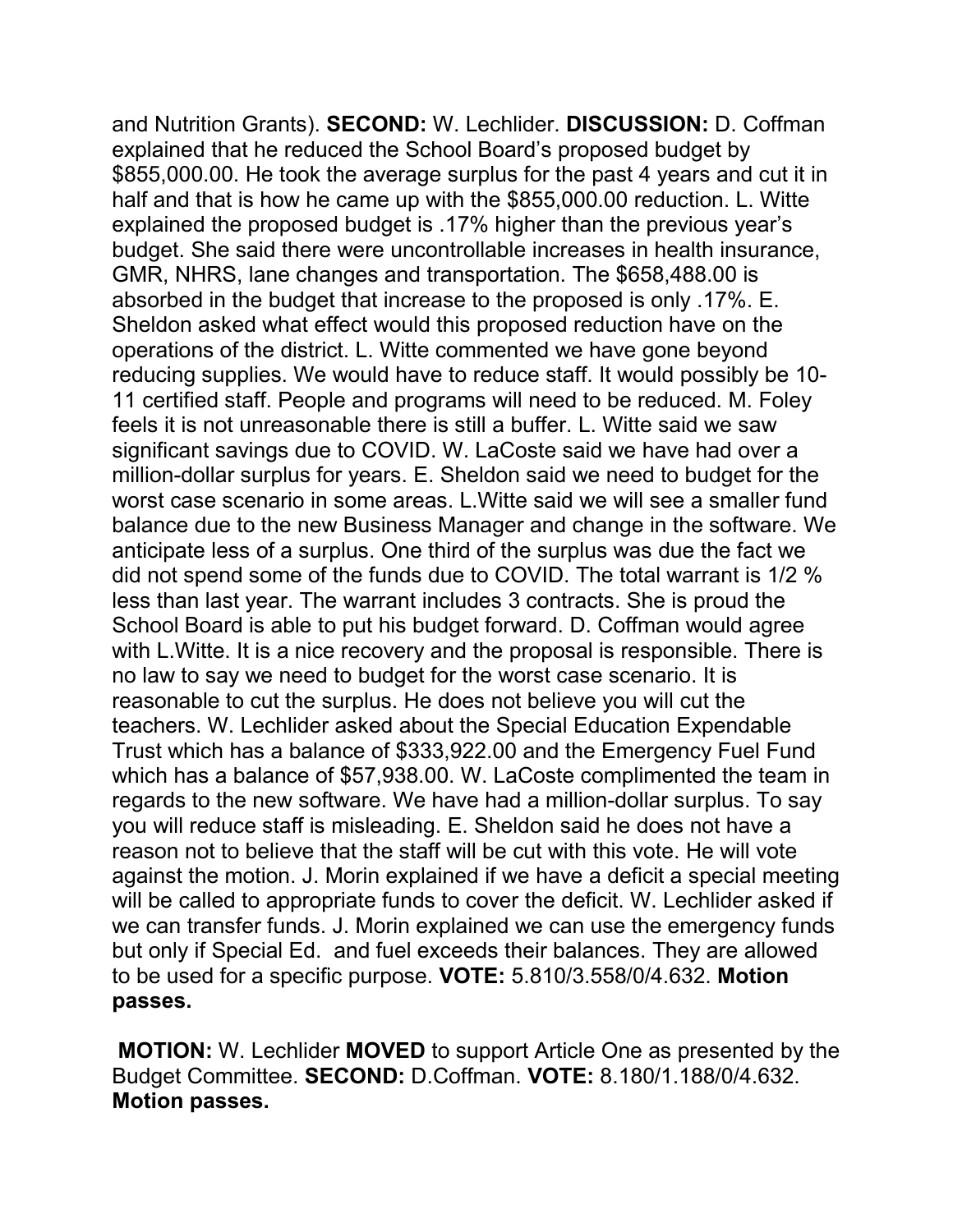and Nutrition Grants). **SECOND:** W. Lechlider. **DISCUSSION:** D. Coffman explained that he reduced the School Board's proposed budget by $855,000.00. He took the average surplus for the past 4 years and cut it in half and that is how he came up with the $855,000.00 reduction. L. Witte explained the proposed budget is .17% higher than the previous year's budget. She said there were uncontrollable increases in health insurance, GMR, NHRS, lane changes and transportation. The $658,488.00 is absorbed in the budget that increase to the proposed is only .17%. E. Sheldon asked what effect would this proposed reduction have on the operations of the district. L. Witte commented we have gone beyond reducing supplies. We would have to reduce staff. It would possibly be 10-11 certified staff. People and programs will need to be reduced. M. Foley feels it is not unreasonable there is still a buffer. L. Witte said we saw significant savings due to COVID. W. LaCoste said we have had over a million-dollar surplus for years. E. Sheldon said we need to budget for the worst case scenario in some areas. L.Witte said we will see a smaller fund balance due to the new Business Manager and change in the software. We anticipate less of a surplus. One third of the surplus was due the fact we did not spend some of the funds due to COVID. The total warrant is 1/2 % less than last year. The warrant includes 3 contracts. She is proud the School Board is able to put his budget forward. D. Coffman would agree with L.Witte. It is a nice recovery and the proposal is responsible. There is no law to say we need to budget for the worst case scenario. It is reasonable to cut the surplus. He does not believe you will cut the teachers. W. Lechlider asked about the Special Education Expendable Trust which has a balance of $333,922.00 and the Emergency Fuel Fund which has a balance of $57,938.00. W. LaCoste complimented the team in regards to the new software. We have had a million-dollar surplus. To say you will reduce staff is misleading. E. Sheldon said he does not have a reason not to believe that the staff will be cut with this vote. He will vote against the motion. J. Morin explained if we have a deficit a special meeting will be called to appropriate funds to cover the deficit. W. Lechlider asked if we can transfer funds. J. Morin explained we can use the emergency funds but only if Special Ed. and fuel exceeds their balances. They are allowed to be used for a specific purpose. **VOTE:** 5.810/3.558/0/4.632. **Motion passes.**

**MOTION:** W. Lechlider **MOVED** to support Article One as presented by the Budget Committee. **SECOND:** D.Coffman. **VOTE:** 8.180/1.188/0/4.632. **Motion passes.**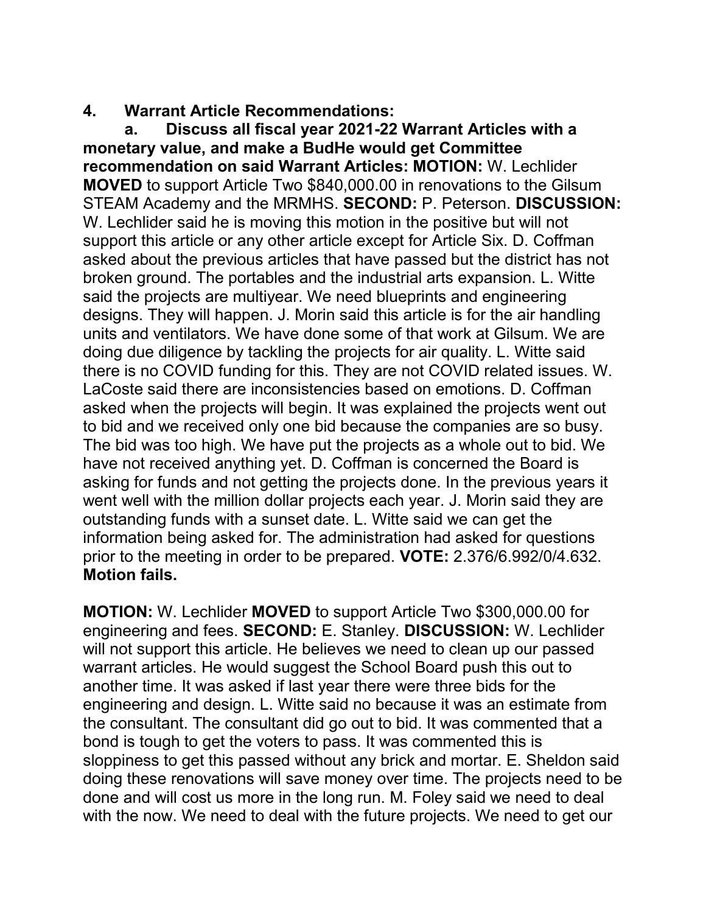**4. Warrant Article Recommendations:**

**a. Discuss all fiscal year 2021-22 Warrant Articles with a monetary value, and make a BudHe would get Committee recommendation on said Warrant Articles: MOTION:** W. Lechlider **MOVED** to support Article Two $840,000.00 in renovations to the Gilsum STEAM Academy and the MRMHS. **SECOND:** P. Peterson. **DISCUSSION:** W. Lechlider said he is moving this motion in the positive but will not support this article or any other article except for Article Six. D. Coffman asked about the previous articles that have passed but the district has not broken ground. The portables and the industrial arts expansion. L. Witte said the projects are multiyear. We need blueprints and engineering designs. They will happen. J. Morin said this article is for the air handling units and ventilators. We have done some of that work at Gilsum. We are doing due diligence by tackling the projects for air quality. L. Witte said there is no COVID funding for this. They are not COVID related issues. W. LaCoste said there are inconsistencies based on emotions. D. Coffman asked when the projects will begin. It was explained the projects went out to bid and we received only one bid because the companies are so busy. The bid was too high. We have put the projects as a whole out to bid. We have not received anything yet. D. Coffman is concerned the Board is asking for funds and not getting the projects done. In the previous years it went well with the million dollar projects each year. J. Morin said they are outstanding funds with a sunset date. L. Witte said we can get the information being asked for. The administration had asked for questions prior to the meeting in order to be prepared. **VOTE:** 2.376/6.992/0/4.632. **Motion fails.**

**MOTION:** W. Lechlider **MOVED** to support Article Two $300,000.00 for engineering and fees. **SECOND:** E. Stanley. **DISCUSSION:** W. Lechlider will not support this article. He believes we need to clean up our passed warrant articles. He would suggest the School Board push this out to another time. It was asked if last year there were three bids for the engineering and design. L. Witte said no because it was an estimate from the consultant. The consultant did go out to bid. It was commented that a bond is tough to get the voters to pass. It was commented this is sloppiness to get this passed without any brick and mortar. E. Sheldon said doing these renovations will save money over time. The projects need to be done and will cost us more in the long run. M. Foley said we need to deal with the now. We need to deal with the future projects. We need to get our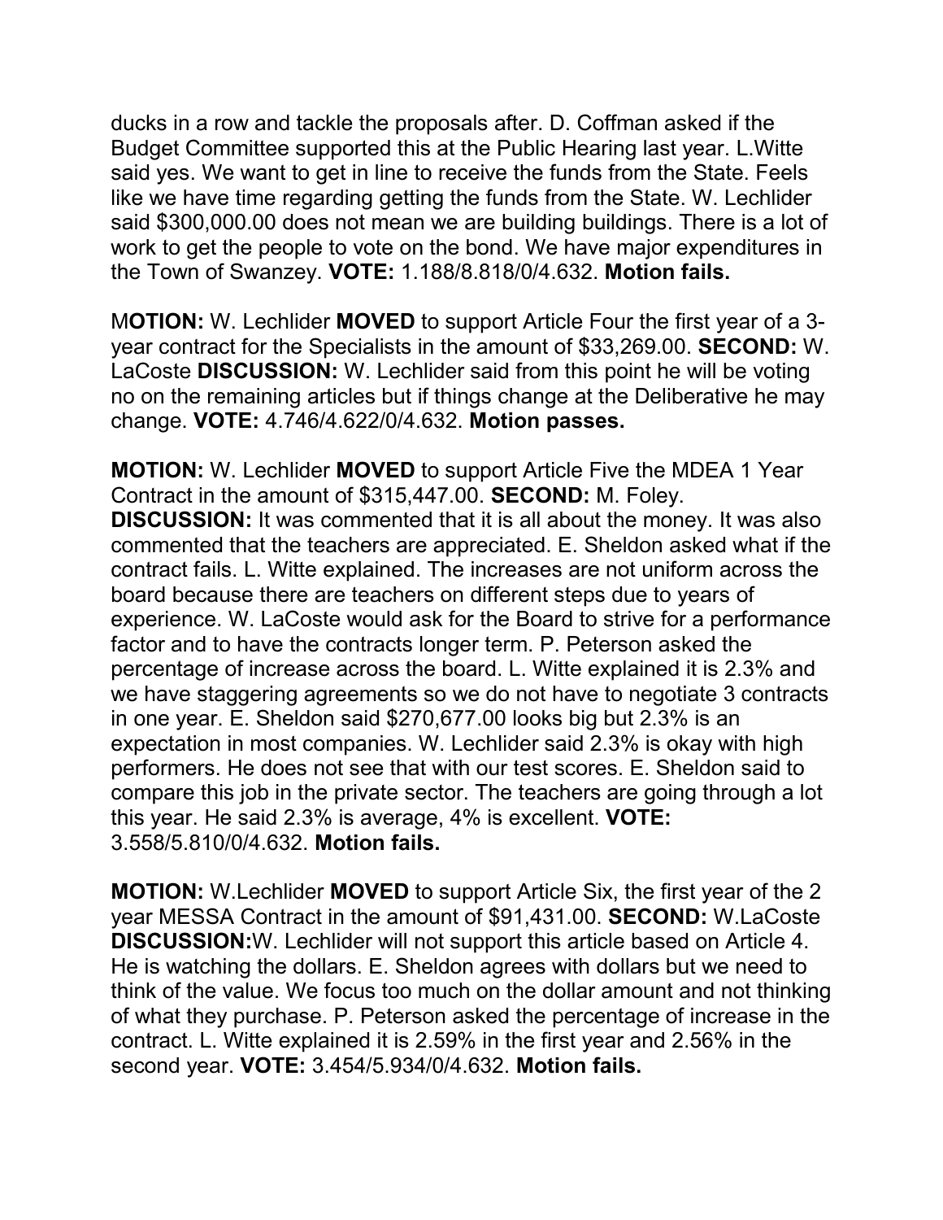ducks in a row and tackle the proposals after. D. Coffman asked if the Budget Committee supported this at the Public Hearing last year. L.Witte said yes. We want to get in line to receive the funds from the State. Feels like we have time regarding getting the funds from the State. W. Lechlider said $300,000.00 does not mean we are building buildings. There is a lot of work to get the people to vote on the bond. We have major expenditures in the Town of Swanzey. **VOTE:** 1.188/8.818/0/4.632. **Motion fails.**

M**OTION:** W. Lechlider **MOVED** to support Article Four the first year of a 3-year contract for the Specialists in the amount of $33,269.00. **SECOND:** W. LaCoste **DISCUSSION:** W. Lechlider said from this point he will be voting no on the remaining articles but if things change at the Deliberative he may change. **VOTE:** 4.746/4.622/0/4.632. **Motion passes.**

**MOTION:** W. Lechlider **MOVED** to support Article Five the MDEA 1 Year Contract in the amount of $315,447.00. **SECOND:** M. Foley. **DISCUSSION:** It was commented that it is all about the money. It was also commented that the teachers are appreciated. E. Sheldon asked what if the contract fails. L. Witte explained. The increases are not uniform across the board because there are teachers on different steps due to years of experience. W. LaCoste would ask for the Board to strive for a performance factor and to have the contracts longer term. P. Peterson asked the percentage of increase across the board. L. Witte explained it is 2.3% and we have staggering agreements so we do not have to negotiate 3 contracts in one year. E. Sheldon said $270,677.00 looks big but 2.3% is an expectation in most companies. W. Lechlider said 2.3% is okay with high performers. He does not see that with our test scores. E. Sheldon said to compare this job in the private sector. The teachers are going through a lot this year. He said 2.3% is average, 4% is excellent. **VOTE:** 3.558/5.810/0/4.632. **Motion fails.**

**MOTION:** W.Lechlider **MOVED** to support Article Six, the first year of the 2 year MESSA Contract in the amount of $91,431.00. **SECOND:** W.LaCoste **DISCUSSION:**W. Lechlider will not support this article based on Article 4. He is watching the dollars. E. Sheldon agrees with dollars but we need to think of the value. We focus too much on the dollar amount and not thinking of what they purchase. P. Peterson asked the percentage of increase in the contract. L. Witte explained it is 2.59% in the first year and 2.56% in the second year. **VOTE:** 3.454/5.934/0/4.632. **Motion fails.**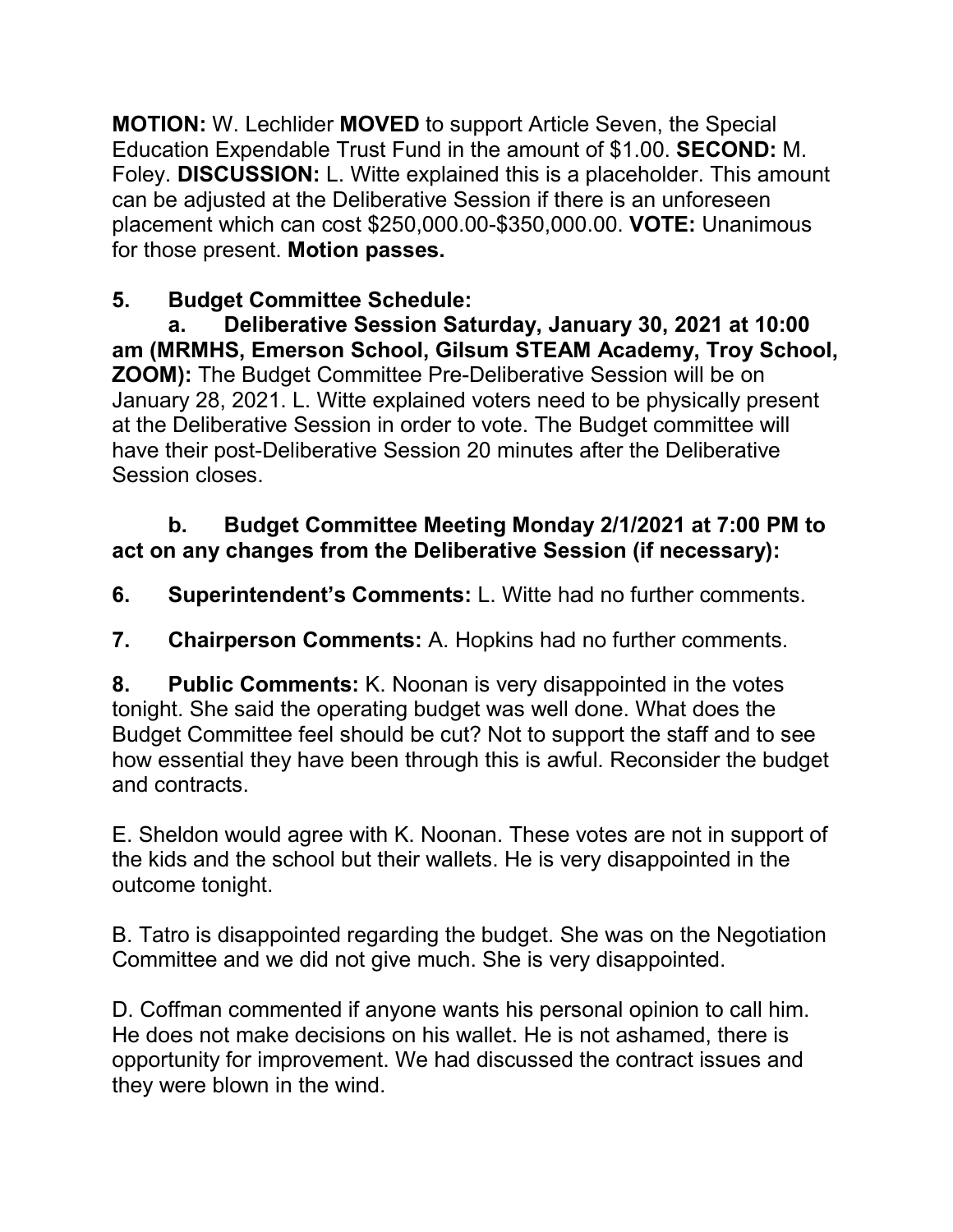**MOTION:** W. Lechlider **MOVED** to support Article Seven, the Special Education Expendable Trust Fund in the amount of $1.00. **SECOND:** M. Foley. **DISCUSSION:** L. Witte explained this is a placeholder. This amount can be adjusted at the Deliberative Session if there is an unforeseen placement which can cost $250,000.00-$350,000.00. **VOTE:** Unanimous for those present. **Motion passes.**

**5. Budget Committee Schedule:**

**a. Deliberative Session Saturday, January 30, 2021 at 10:00 am (MRMHS, Emerson School, Gilsum STEAM Academy, Troy School, ZOOM):** The Budget Committee Pre-Deliberative Session will be on January 28, 2021. L. Witte explained voters need to be physically present at the Deliberative Session in order to vote. The Budget committee will have their post-Deliberative Session 20 minutes after the Deliberative Session closes.

**b. Budget Committee Meeting Monday 2/1/2021 at 7:00 PM to act on any changes from the Deliberative Session (if necessary):**

**6. Superintendent's Comments:** L. Witte had no further comments.

**7. Chairperson Comments:** A. Hopkins had no further comments.

**8. Public Comments:** K. Noonan is very disappointed in the votes tonight. She said the operating budget was well done. What does the Budget Committee feel should be cut? Not to support the staff and to see how essential they have been through this is awful. Reconsider the budget and contracts.

E. Sheldon would agree with K. Noonan. These votes are not in support of the kids and the school but their wallets. He is very disappointed in the outcome tonight.

B. Tatro is disappointed regarding the budget. She was on the Negotiation Committee and we did not give much. She is very disappointed.

D. Coffman commented if anyone wants his personal opinion to call him. He does not make decisions on his wallet. He is not ashamed, there is opportunity for improvement. We had discussed the contract issues and they were blown in the wind.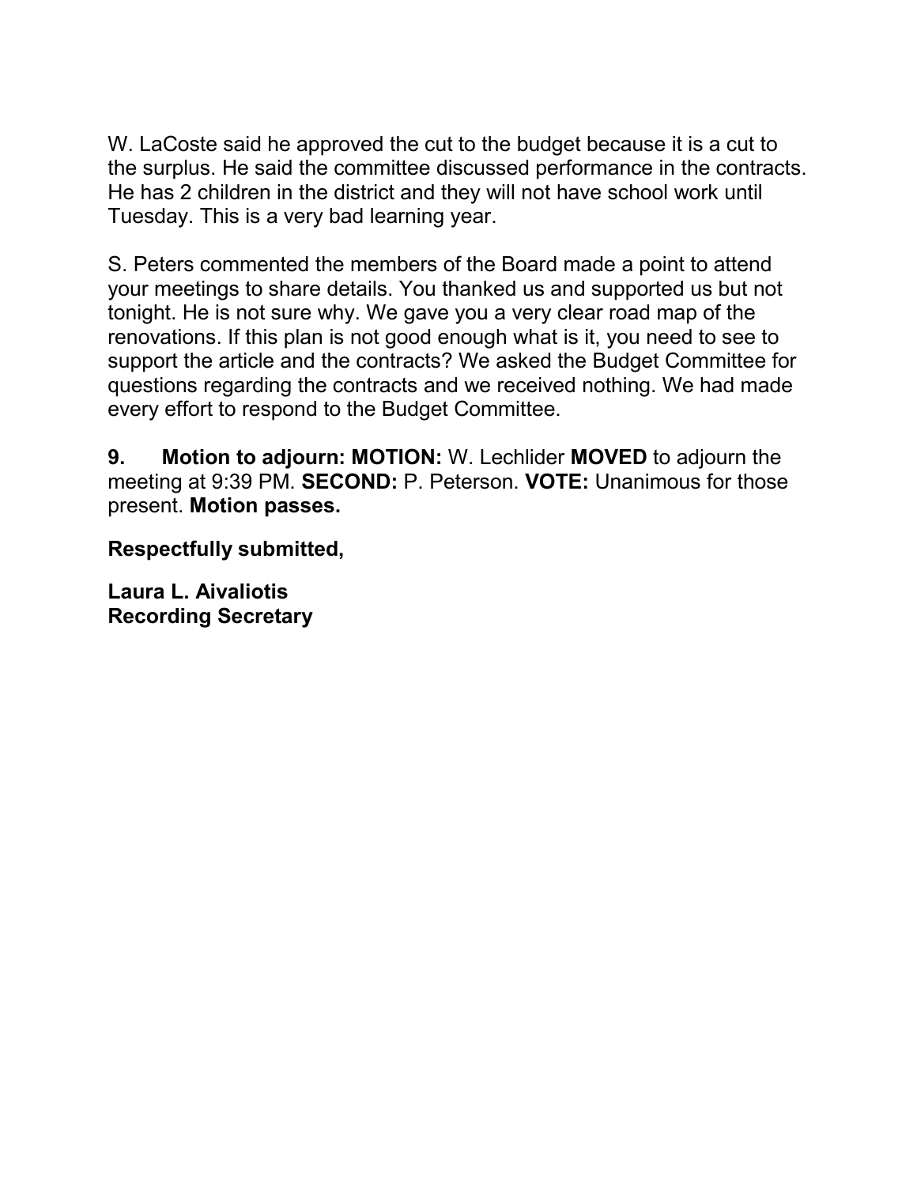W. LaCoste said he approved the cut to the budget because it is a cut to the surplus. He said the committee discussed performance in the contracts. He has 2 children in the district and they will not have school work until Tuesday. This is a very bad learning year.

S. Peters commented the members of the Board made a point to attend your meetings to share details. You thanked us and supported us but not tonight. He is not sure why. We gave you a very clear road map of the renovations. If this plan is not good enough what is it, you need to see to support the article and the contracts? We asked the Budget Committee for questions regarding the contracts and we received nothing. We had made every effort to respond to the Budget Committee.

**9. Motion to adjourn: MOTION:** W. Lechlider **MOVED** to adjourn the meeting at 9:39 PM. **SECOND:** P. Peterson. **VOTE:** Unanimous for those present. **Motion passes.**

**Respectfully submitted,**

**Laura L. Aivaliotis**
**Recording Secretary**